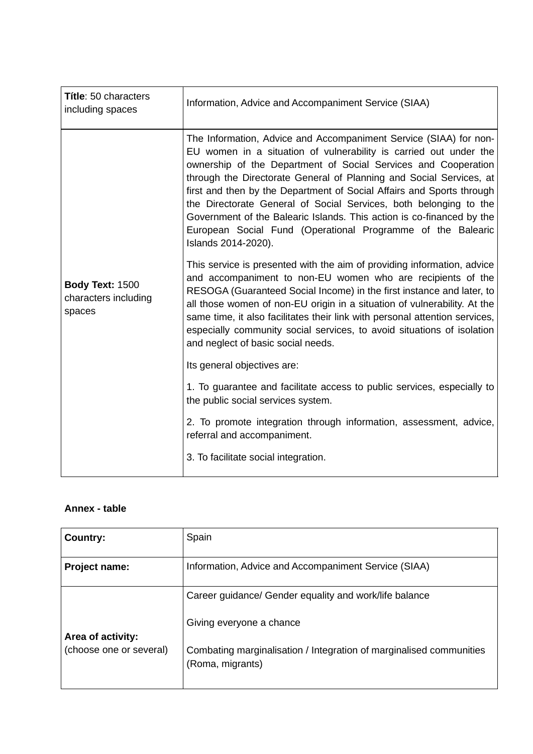| **Títle**: 50 characters including spaces | Information, Advice and Accompaniment Service (SIAA) |
|---|---|
| **Body Text:** 1500 characters including spaces | The Information, Advice and Accompaniment Service (SIAA) for non-EU women in a situation of vulnerability is carried out under the ownership of the Department of Social Services and Cooperation through the Directorate General of Planning and Social Services, at first and then by the Department of Social Affairs and Sports through the Directorate General of Social Services, both belonging to the Government of the Balearic Islands. This action is co-financed by the European Social Fund (Operational Programme of the Balearic Islands 2014-2020).<br><br>This service is presented with the aim of providing information, advice and accompaniment to non-EU women who are recipients of the RESOGA (Guaranteed Social Income) in the first instance and later, to all those women of non-EU origin in a situation of vulnerability. At the same time, it also facilitates their link with personal attention services, especially community social services, to avoid situations of isolation and neglect of basic social needs.<br><br>Its general objectives are:<br><br>1. To guarantee and facilitate access to public services, especially to the public social services system.<br><br>2. To promote integration through information, assessment, advice, referral and accompaniment.<br><br>3. To facilitate social integration. |

**Annex - table**

| **Country:** | Spain |
|---|---|
| **Project name:** | Information, Advice and Accompaniment Service (SIAA) |
| **Area of activity:** (choose one or several) | Career guidance/ Gender equality and work/life balance<br><br>Giving everyone a chance<br><br>Combating marginalisation / Integration of marginalised communities (Roma, migrants) |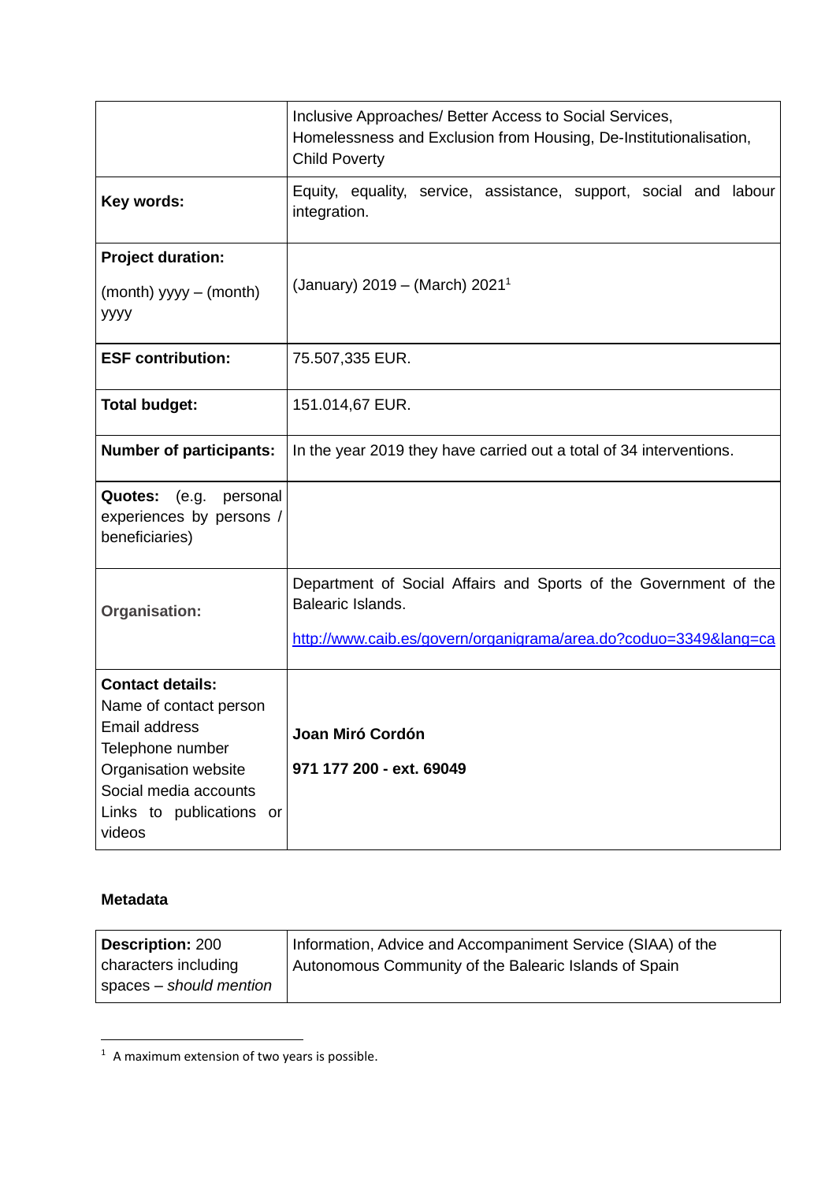| | Inclusive Approaches/ Better Access to Social Services, Homelessness and Exclusion from Housing, De-Institutionalisation, Child Poverty |
|---|---|
| **Key words:** | Equity, equality, service, assistance, support, social and labour integration. |
| **Project duration:** (month) yyyy – (month) yyyy | (January) 2019 – (March) 2021[1] |
| **ESF contribution:** | 75.507,335 EUR. |
| **Total budget:** | 151.014,67 EUR. |
| **Number of participants:** | In the year 2019 they have carried out a total of 34 interventions. |
| **Quotes:** (e.g. personal experiences by persons / beneficiaries) | |
| **Organisation:** | Department of Social Affairs and Sports of the Government of the Balearic Islands. http://www.caib.es/govern/organigrama/area.do?coduo=3349&lang=ca |
| **Contact details:** Name of contact person Email address Telephone number Organisation website Social media accounts Links to publications or videos | **Joan Miró Cordón** **971 177 200 - ext. 69049** |

**Metadata**

| **Description:** 200 characters including spaces – *should mention* | Information, Advice and Accompaniment Service (SIAA) of the Autonomous Community of the Balearic Islands of Spain |
|---|---|

[1] A maximum extension of two years is possible.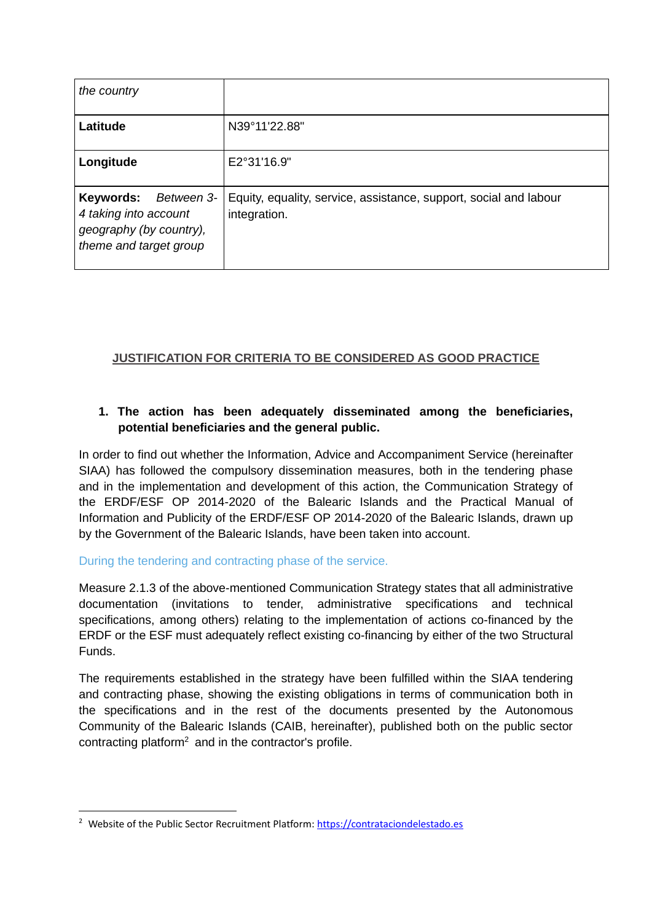| *the country* | |
|---|---|
| **Latitude** | N39°11'22.88" |
| **Longitude** | E2°31'16.9" |
| **Keywords:** *Between 3-4 taking into account geography (by country), theme and target group* | Equity, equality, service, assistance, support, social and labour integration. |

## JUSTIFICATION FOR CRITERIA TO BE CONSIDERED AS GOOD PRACTICE

### 1. The action has been adequately disseminated among the beneficiaries, potential beneficiaries and the general public.

In order to find out whether the Information, Advice and Accompaniment Service (hereinafter SIAA) has followed the compulsory dissemination measures, both in the tendering phase and in the implementation and development of this action, the Communication Strategy of the ERDF/ESF OP 2014-2020 of the Balearic Islands and the Practical Manual of Information and Publicity of the ERDF/ESF OP 2014-2020 of the Balearic Islands, drawn up by the Government of the Balearic Islands, have been taken into account.

#### During the tendering and contracting phase of the service.

Measure 2.1.3 of the above-mentioned Communication Strategy states that all administrative documentation (invitations to tender, administrative specifications and technical specifications, among others) relating to the implementation of actions co-financed by the ERDF or the ESF must adequately reflect existing co-financing by either of the two Structural Funds.

The requirements established in the strategy have been fulfilled within the SIAA tendering and contracting phase, showing the existing obligations in terms of communication both in the specifications and in the rest of the documents presented by the Autonomous Community of the Balearic Islands (CAIB, hereinafter), published both on the public sector contracting platform[2] and in the contractor's profile.

[2] Website of the Public Sector Recruitment Platform: https://contrataciondelestado.es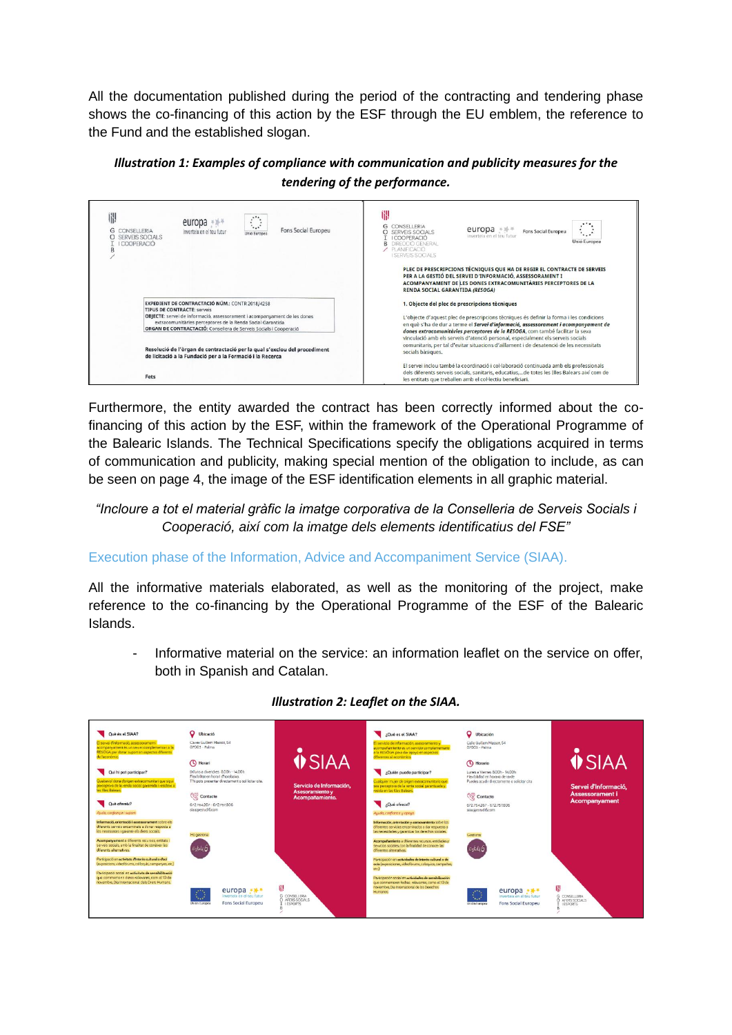All the documentation published during the period of the contracting and tendering phase shows the co-financing of this action by the ESF through the EU emblem, the reference to the Fund and the established slogan.

***Illustration 1: Examples of compliance with communication and publicity measures for the tendering of the performance.***

Furthermore, the entity awarded the contract has been correctly informed about the co-financing of this action by the ESF, within the framework of the Operational Programme of the Balearic Islands. The Technical Specifications specify the obligations acquired in terms of communication and publicity, making special mention of the obligation to include, as can be seen on page 4, the image of the ESF identification elements in all graphic material.

*"Incloure a tot el material gràfic la imatge corporativa de la Conselleria de Serveis Socials i Cooperació, així com la imatge dels elements identificatius del FSE"*

## Execution phase of the Information, Advice and Accompaniment Service (SIAA).

All the informative materials elaborated, as well as the monitoring of the project, make reference to the co-financing by the Operational Programme of the ESF of the Balearic Islands.

- Informative material on the service: an information leaflet on the service on offer, both in Spanish and Catalan.

***Illustration 2: Leaflet on the SIAA.***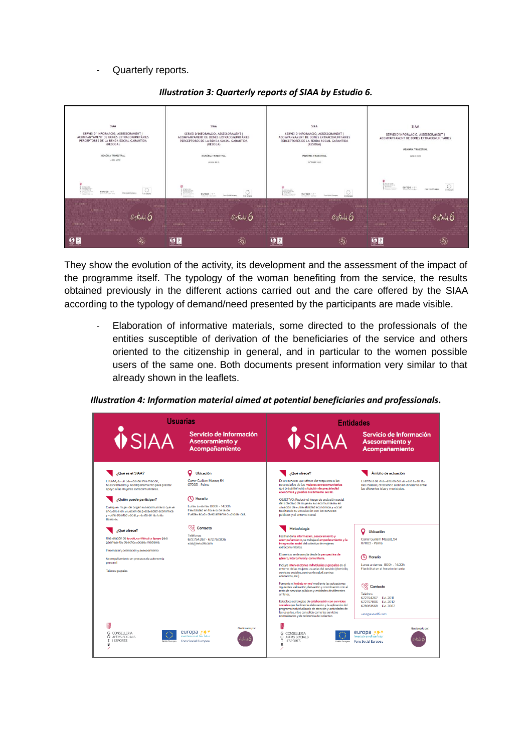- Quarterly reports.

***Illustration 3: Quarterly reports of SIAA by Estudio 6.***

They show the evolution of the activity, its development and the assessment of the impact of the programme itself. The typology of the woman benefiting from the service, the results obtained previously in the different actions carried out and the care offered by the SIAA according to the typology of demand/need presented by the participants are made visible.

- Elaboration of informative materials, some directed to the professionals of the entities susceptible of derivation of the beneficiaries of the service and others oriented to the citizenship in general, and in particular to the women possible users of the same one. Both documents present information very similar to that already shown in the leaflets.

***Illustration 4: Information material aimed at potential beneficiaries and professionals.***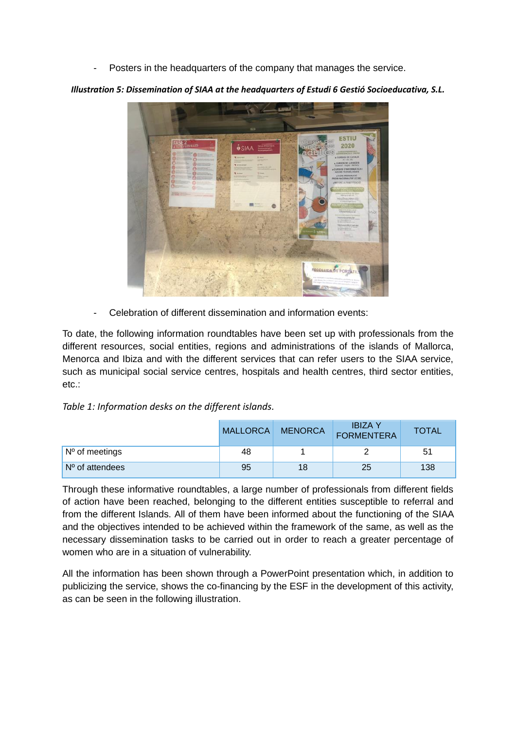- Posters in the headquarters of the company that manages the service.

***Illustration 5: Dissemination of SIAA at the headquarters of Estudi 6 Gestió Socioeducativa, S.L.***

- Celebration of different dissemination and information events:

To date, the following information roundtables have been set up with professionals from the different resources, social entities, regions and administrations of the islands of Mallorca, Menorca and Ibiza and with the different services that can refer users to the SIAA service, such as municipal social service centres, hospitals and health centres, third sector entities, etc.:

*Table 1: Information desks on the different islands.*

| | MALLORCA | MENORCA | IBIZA Y FORMENTERA | TOTAL |
|---|---|---|---|---|
| Nº of meetings | 48 | 1 | 2 | 51 |
| Nº of attendees | 95 | 18 | 25 | 138 |

Through these informative roundtables, a large number of professionals from different fields of action have been reached, belonging to the different entities susceptible to referral and from the different Islands. All of them have been informed about the functioning of the SIAA and the objectives intended to be achieved within the framework of the same, as well as the necessary dissemination tasks to be carried out in order to reach a greater percentage of women who are in a situation of vulnerability.

All the information has been shown through a PowerPoint presentation which, in addition to publicizing the service, shows the co-financing by the ESF in the development of this activity, as can be seen in the following illustration.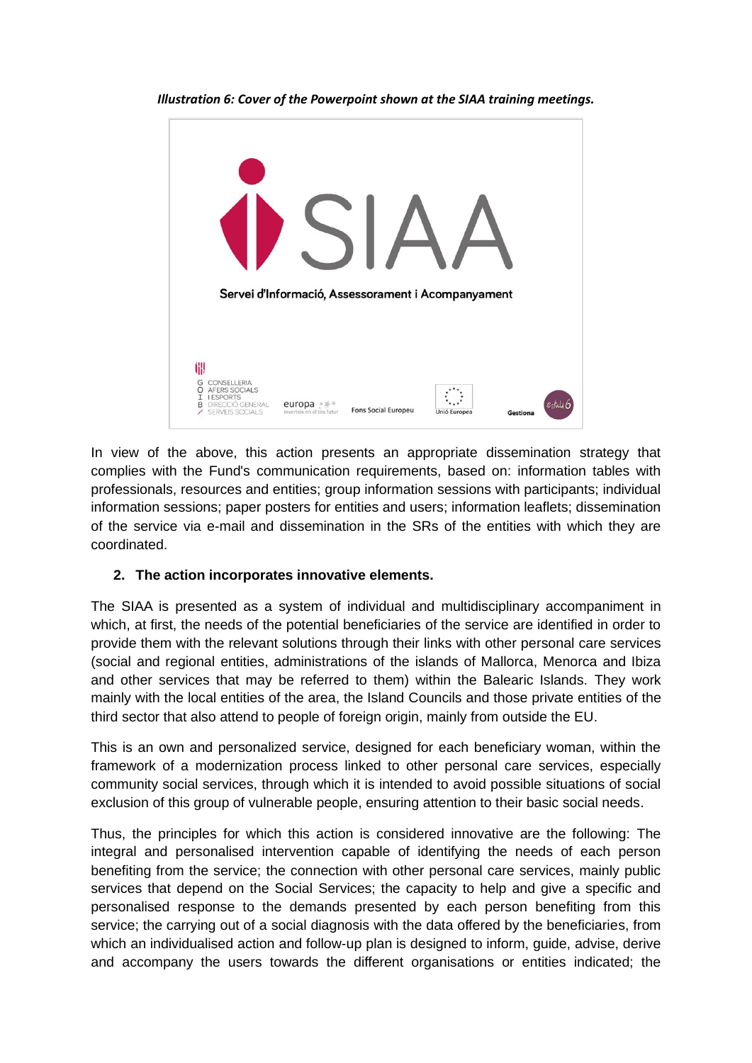*Illustration 6: Cover of the Powerpoint shown at the SIAA training meetings.*

In view of the above, this action presents an appropriate dissemination strategy that complies with the Fund's communication requirements, based on: information tables with professionals, resources and entities; group information sessions with participants; individual information sessions; paper posters for entities and users; information leaflets; dissemination of the service via e-mail and dissemination in the SRs of the entities with which they are coordinated.

## 2. The action incorporates innovative elements.

The SIAA is presented as a system of individual and multidisciplinary accompaniment in which, at first, the needs of the potential beneficiaries of the service are identified in order to provide them with the relevant solutions through their links with other personal care services (social and regional entities, administrations of the islands of Mallorca, Menorca and Ibiza and other services that may be referred to them) within the Balearic Islands. They work mainly with the local entities of the area, the Island Councils and those private entities of the third sector that also attend to people of foreign origin, mainly from outside the EU.

This is an own and personalized service, designed for each beneficiary woman, within the framework of a modernization process linked to other personal care services, especially community social services, through which it is intended to avoid possible situations of social exclusion of this group of vulnerable people, ensuring attention to their basic social needs.

Thus, the principles for which this action is considered innovative are the following: The integral and personalised intervention capable of identifying the needs of each person benefiting from the service; the connection with other personal care services, mainly public services that depend on the Social Services; the capacity to help and give a specific and personalised response to the demands presented by each person benefiting from this service; the carrying out of a social diagnosis with the data offered by the beneficiaries, from which an individualised action and follow-up plan is designed to inform, guide, advise, derive and accompany the users towards the different organisations or entities indicated; the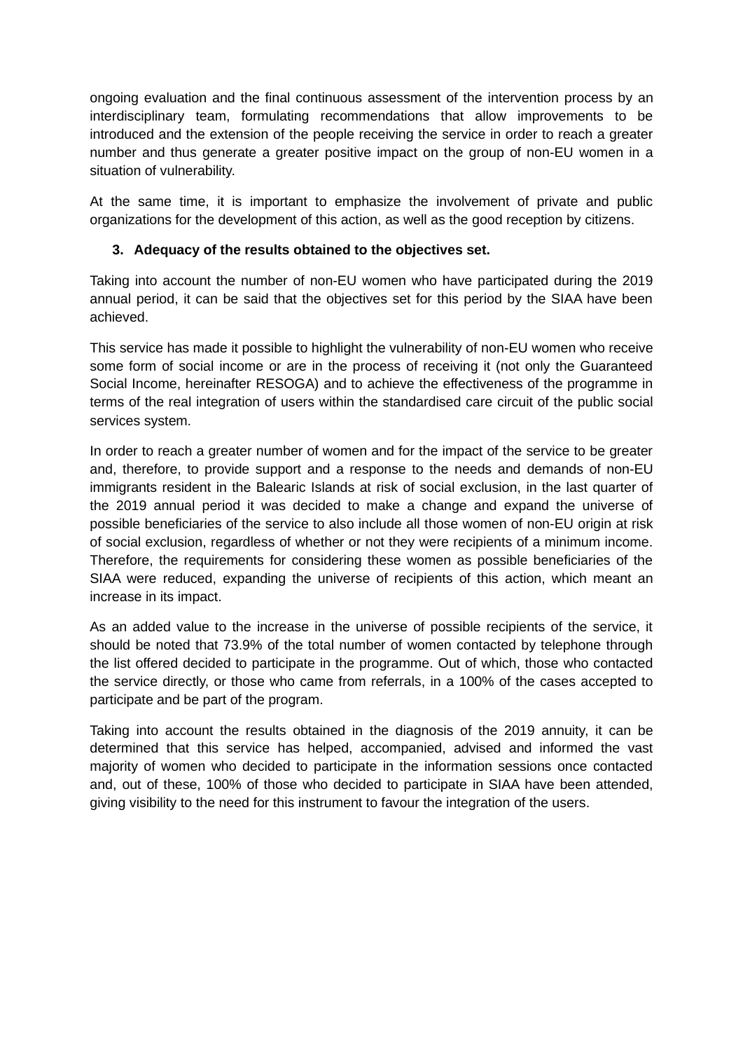ongoing evaluation and the final continuous assessment of the intervention process by an interdisciplinary team, formulating recommendations that allow improvements to be introduced and the extension of the people receiving the service in order to reach a greater number and thus generate a greater positive impact on the group of non-EU women in a situation of vulnerability.

At the same time, it is important to emphasize the involvement of private and public organizations for the development of this action, as well as the good reception by citizens.

3. **Adequacy of the results obtained to the objectives set.**

Taking into account the number of non-EU women who have participated during the 2019 annual period, it can be said that the objectives set for this period by the SIAA have been achieved.

This service has made it possible to highlight the vulnerability of non-EU women who receive some form of social income or are in the process of receiving it (not only the Guaranteed Social Income, hereinafter RESOGA) and to achieve the effectiveness of the programme in terms of the real integration of users within the standardised care circuit of the public social services system.

In order to reach a greater number of women and for the impact of the service to be greater and, therefore, to provide support and a response to the needs and demands of non-EU immigrants resident in the Balearic Islands at risk of social exclusion, in the last quarter of the 2019 annual period it was decided to make a change and expand the universe of possible beneficiaries of the service to also include all those women of non-EU origin at risk of social exclusion, regardless of whether or not they were recipients of a minimum income. Therefore, the requirements for considering these women as possible beneficiaries of the SIAA were reduced, expanding the universe of recipients of this action, which meant an increase in its impact.

As an added value to the increase in the universe of possible recipients of the service, it should be noted that 73.9% of the total number of women contacted by telephone through the list offered decided to participate in the programme. Out of which, those who contacted the service directly, or those who came from referrals, in a 100% of the cases accepted to participate and be part of the program.

Taking into account the results obtained in the diagnosis of the 2019 annuity, it can be determined that this service has helped, accompanied, advised and informed the vast majority of women who decided to participate in the information sessions once contacted and, out of these, 100% of those who decided to participate in SIAA have been attended, giving visibility to the need for this instrument to favour the integration of the users.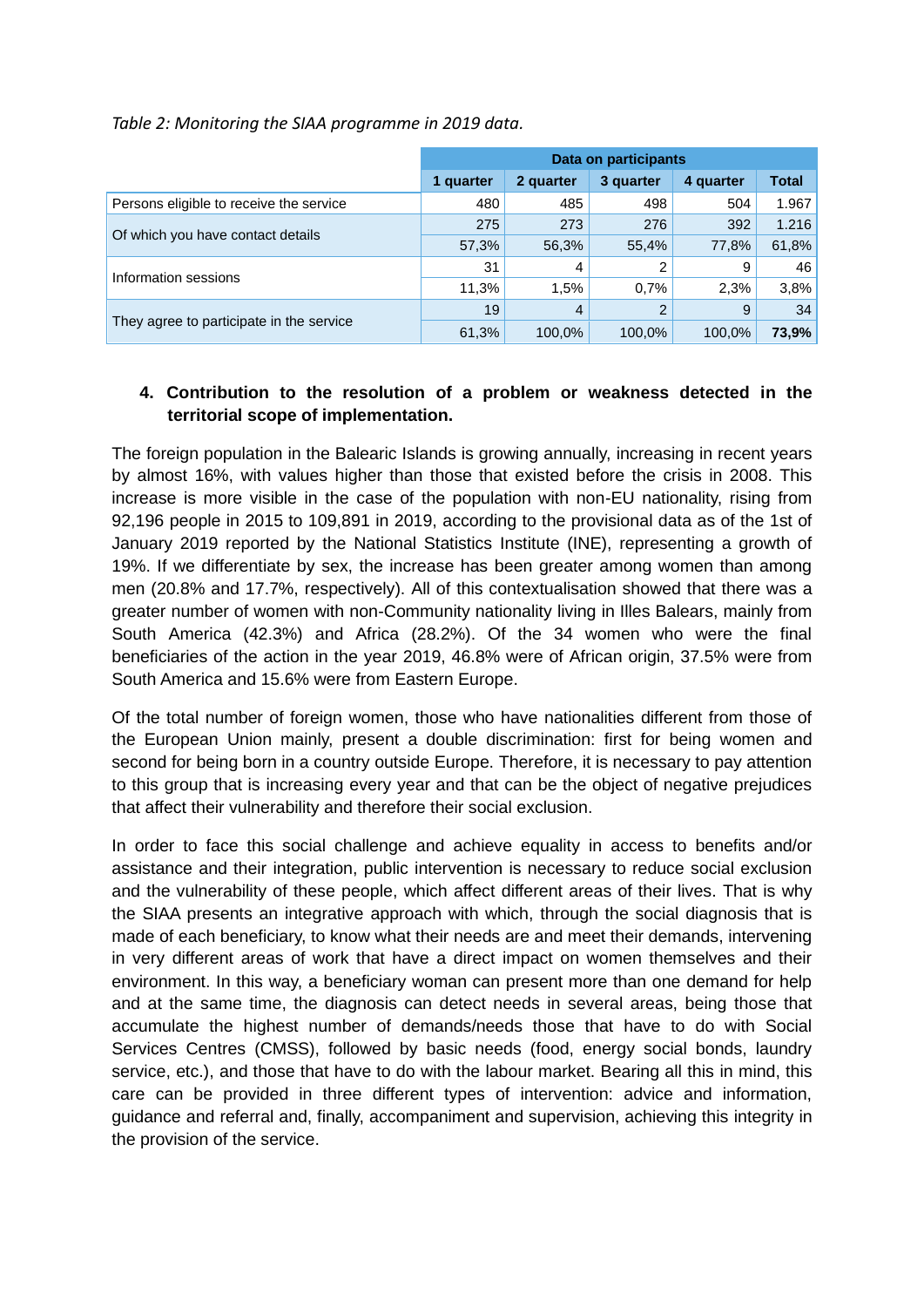*Table 2: Monitoring the SIAA programme in 2019 data.*

| | Data on participants | | | | |
|---|---|---|---|---|---|
| | **1 quarter** | **2 quarter** | **3 quarter** | **4 quarter** | **Total** |
| Persons eligible to receive the service | 480 | 485 | 498 | 504 | 1.967 |
| Of which you have contact details | 275 | 273 | 276 | 392 | 1.216 |
| | 57,3% | 56,3% | 55,4% | 77,8% | 61,8% |
| Information sessions | 31 | 4 | 2 | 9 | 46 |
| | 11,3% | 1,5% | 0,7% | 2,3% | 3,8% |
| They agree to participate in the service | 19 | 4 | 2 | 9 | 34 |
| | 61,3% | 100,0% | 100,0% | 100,0% | **73,9%** |

**4. Contribution to the resolution of a problem or weakness detected in the territorial scope of implementation.**

The foreign population in the Balearic Islands is growing annually, increasing in recent years by almost 16%, with values higher than those that existed before the crisis in 2008. This increase is more visible in the case of the population with non-EU nationality, rising from 92,196 people in 2015 to 109,891 in 2019, according to the provisional data as of the 1st of January 2019 reported by the National Statistics Institute (INE), representing a growth of 19%. If we differentiate by sex, the increase has been greater among women than among men (20.8% and 17.7%, respectively). All of this contextualisation showed that there was a greater number of women with non-Community nationality living in Illes Balears, mainly from South America (42.3%) and Africa (28.2%). Of the 34 women who were the final beneficiaries of the action in the year 2019, 46.8% were of African origin, 37.5% were from South America and 15.6% were from Eastern Europe.

Of the total number of foreign women, those who have nationalities different from those of the European Union mainly, present a double discrimination: first for being women and second for being born in a country outside Europe. Therefore, it is necessary to pay attention to this group that is increasing every year and that can be the object of negative prejudices that affect their vulnerability and therefore their social exclusion.

In order to face this social challenge and achieve equality in access to benefits and/or assistance and their integration, public intervention is necessary to reduce social exclusion and the vulnerability of these people, which affect different areas of their lives. That is why the SIAA presents an integrative approach with which, through the social diagnosis that is made of each beneficiary, to know what their needs are and meet their demands, intervening in very different areas of work that have a direct impact on women themselves and their environment. In this way, a beneficiary woman can present more than one demand for help and at the same time, the diagnosis can detect needs in several areas, being those that accumulate the highest number of demands/needs those that have to do with Social Services Centres (CMSS), followed by basic needs (food, energy social bonds, laundry service, etc.), and those that have to do with the labour market. Bearing all this in mind, this care can be provided in three different types of intervention: advice and information, guidance and referral and, finally, accompaniment and supervision, achieving this integrity in the provision of the service.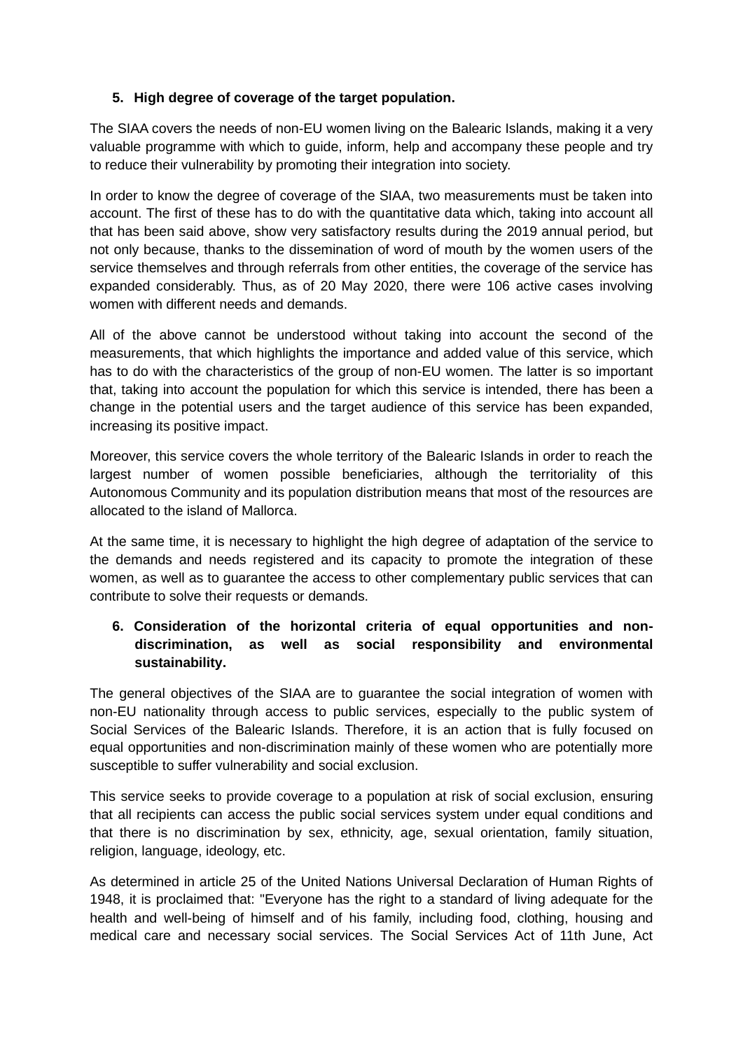5. **High degree of coverage of the target population.**

The SIAA covers the needs of non-EU women living on the Balearic Islands, making it a very valuable programme with which to guide, inform, help and accompany these people and try to reduce their vulnerability by promoting their integration into society.

In order to know the degree of coverage of the SIAA, two measurements must be taken into account. The first of these has to do with the quantitative data which, taking into account all that has been said above, show very satisfactory results during the 2019 annual period, but not only because, thanks to the dissemination of word of mouth by the women users of the service themselves and through referrals from other entities, the coverage of the service has expanded considerably. Thus, as of 20 May 2020, there were 106 active cases involving women with different needs and demands.

All of the above cannot be understood without taking into account the second of the measurements, that which highlights the importance and added value of this service, which has to do with the characteristics of the group of non-EU women. The latter is so important that, taking into account the population for which this service is intended, there has been a change in the potential users and the target audience of this service has been expanded, increasing its positive impact.

Moreover, this service covers the whole territory of the Balearic Islands in order to reach the largest number of women possible beneficiaries, although the territoriality of this Autonomous Community and its population distribution means that most of the resources are allocated to the island of Mallorca.

At the same time, it is necessary to highlight the high degree of adaptation of the service to the demands and needs registered and its capacity to promote the integration of these women, as well as to guarantee the access to other complementary public services that can contribute to solve their requests or demands.

6. **Consideration of the horizontal criteria of equal opportunities and non-discrimination, as well as social responsibility and environmental sustainability.**

The general objectives of the SIAA are to guarantee the social integration of women with non-EU nationality through access to public services, especially to the public system of Social Services of the Balearic Islands. Therefore, it is an action that is fully focused on equal opportunities and non-discrimination mainly of these women who are potentially more susceptible to suffer vulnerability and social exclusion.

This service seeks to provide coverage to a population at risk of social exclusion, ensuring that all recipients can access the public social services system under equal conditions and that there is no discrimination by sex, ethnicity, age, sexual orientation, family situation, religion, language, ideology, etc.

As determined in article 25 of the United Nations Universal Declaration of Human Rights of 1948, it is proclaimed that: "Everyone has the right to a standard of living adequate for the health and well-being of himself and of his family, including food, clothing, housing and medical care and necessary social services. The Social Services Act of 11th June, Act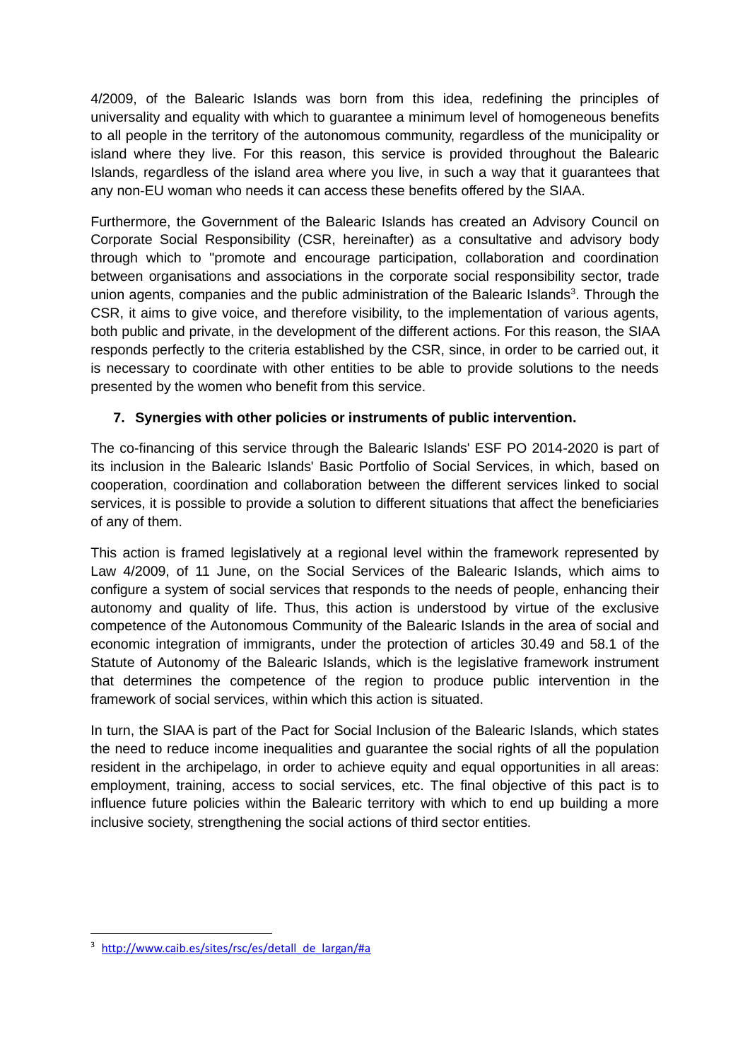4/2009, of the Balearic Islands was born from this idea, redefining the principles of universality and equality with which to guarantee a minimum level of homogeneous benefits to all people in the territory of the autonomous community, regardless of the municipality or island where they live. For this reason, this service is provided throughout the Balearic Islands, regardless of the island area where you live, in such a way that it guarantees that any non-EU woman who needs it can access these benefits offered by the SIAA.

Furthermore, the Government of the Balearic Islands has created an Advisory Council on Corporate Social Responsibility (CSR, hereinafter) as a consultative and advisory body through which to "promote and encourage participation, collaboration and coordination between organisations and associations in the corporate social responsibility sector, trade union agents, companies and the public administration of the Balearic Islands[3]. Through the CSR, it aims to give voice, and therefore visibility, to the implementation of various agents, both public and private, in the development of the different actions. For this reason, the SIAA responds perfectly to the criteria established by the CSR, since, in order to be carried out, it is necessary to coordinate with other entities to be able to provide solutions to the needs presented by the women who benefit from this service.

## 7. Synergies with other policies or instruments of public intervention.

The co-financing of this service through the Balearic Islands' ESF PO 2014-2020 is part of its inclusion in the Balearic Islands' Basic Portfolio of Social Services, in which, based on cooperation, coordination and collaboration between the different services linked to social services, it is possible to provide a solution to different situations that affect the beneficiaries of any of them.

This action is framed legislatively at a regional level within the framework represented by Law 4/2009, of 11 June, on the Social Services of the Balearic Islands, which aims to configure a system of social services that responds to the needs of people, enhancing their autonomy and quality of life. Thus, this action is understood by virtue of the exclusive competence of the Autonomous Community of the Balearic Islands in the area of social and economic integration of immigrants, under the protection of articles 30.49 and 58.1 of the Statute of Autonomy of the Balearic Islands, which is the legislative framework instrument that determines the competence of the region to produce public intervention in the framework of social services, within which this action is situated.

In turn, the SIAA is part of the Pact for Social Inclusion of the Balearic Islands, which states the need to reduce income inequalities and guarantee the social rights of all the population resident in the archipelago, in order to achieve equity and equal opportunities in all areas: employment, training, access to social services, etc. The final objective of this pact is to influence future policies within the Balearic territory with which to end up building a more inclusive society, strengthening the social actions of third sector entities.

---

[3] http://www.caib.es/sites/rsc/es/detall_de_largan/#a